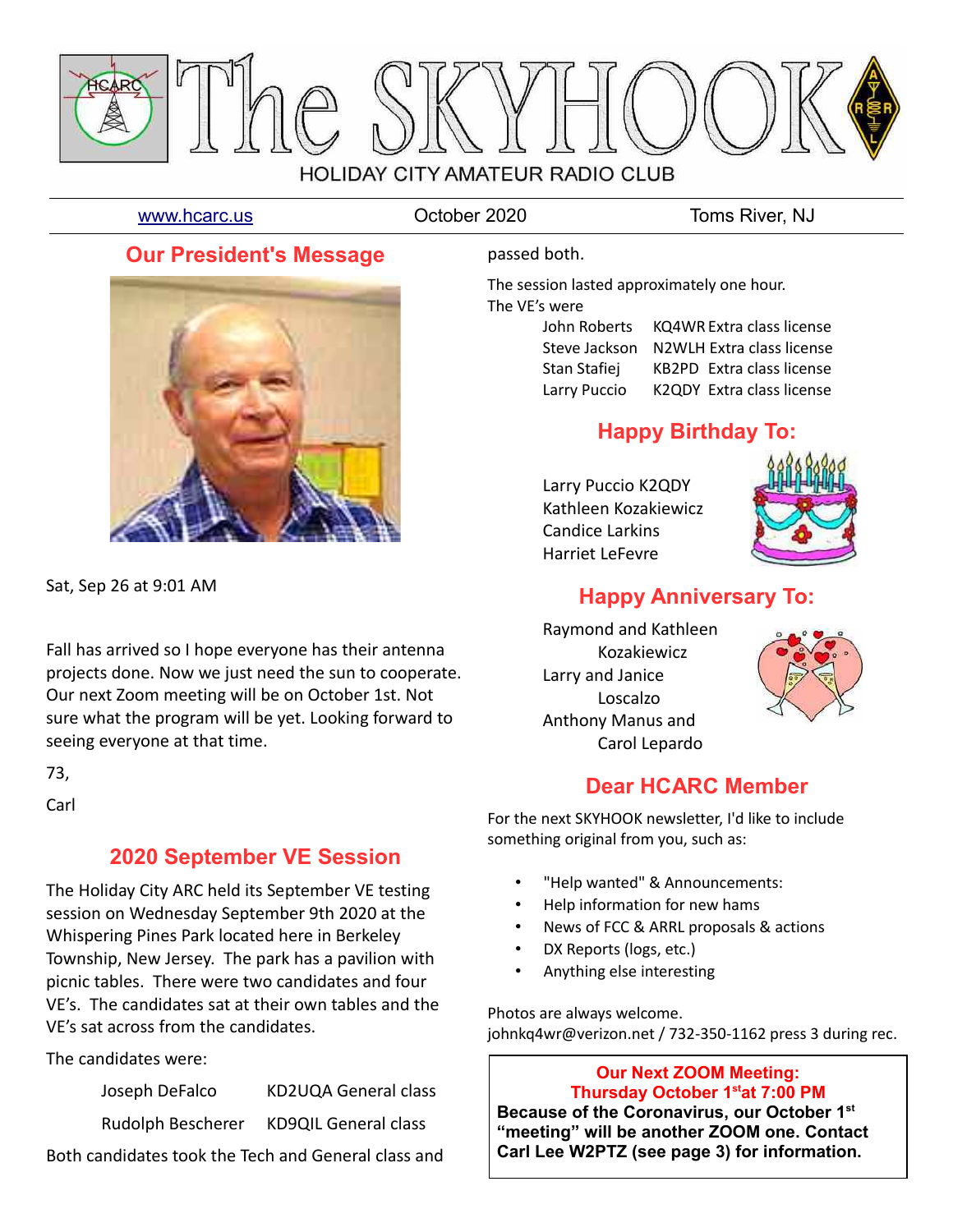# The SKYHOOK

HOLIDAY CITY AMATEUR RADIO CLUB

www.hcarc.us October 2020 Toms River, NJ

## Our President's Message

Sat, Sep 26 at 9:01 AM

Fall has arrived so I hope everyone has their antenna projects done. Now we just need the sun to cooperate. Our next Zoom meeting will be on October 1st. Not sure what the program will be yet. Looking forward to seeing everyone at that time.

73,

Carl

## 2020 September VE Session

The Holiday City ARC held its September VE testing session on Wednesday September 9th 2020 at the Whispering Pines Park located here in Berkeley Township, New Jersey. The park has a pavilion with picnic tables. There were two candidates and four VE's. The candidates sat at their own tables and the VE's sat across from the candidates.

The candidates were:

| | | |
|---|---|---|
| Joseph DeFalco | KD2UQA | General class |
| Rudolph Bescherer | KD9QIL | General class |

Both candidates took the Tech and General class and passed both.

The session lasted approximately one hour.

The VE's were

| | | |
|---|---|---|
| John Roberts | KQ4WR | Extra class license |
| Steve Jackson | N2WLH | Extra class license |
| Stan Stafiej | KB2PD | Extra class license |
| Larry Puccio | K2QDY | Extra class license |

## Happy Birthday To:

Larry Puccio K2QDY
Kathleen Kozakiewicz
Candice Larkins
Harriet LeFevre

## Happy Anniversary To:

Raymond and Kathleen Kozakiewicz
Larry and Janice Loscalzo
Anthony Manus and Carol Lepardo

## Dear HCARC Member

For the next SKYHOOK newsletter, I'd like to include something original from you, such as:

- "Help wanted" & Announcements:
- Help information for new hams
- News of FCC & ARRL proposals & actions
- DX Reports (logs, etc.)
- Anything else interesting

Photos are always welcome.
johnkq4wr@verizon.net / 732-350-1162 press 3 during rec.

**Our Next ZOOM Meeting:**
**Thursday October 1st at 7:00 PM**
**Because of the Coronavirus, our October 1st "meeting" will be another ZOOM one. Contact Carl Lee W2PTZ (see page 3) for information.**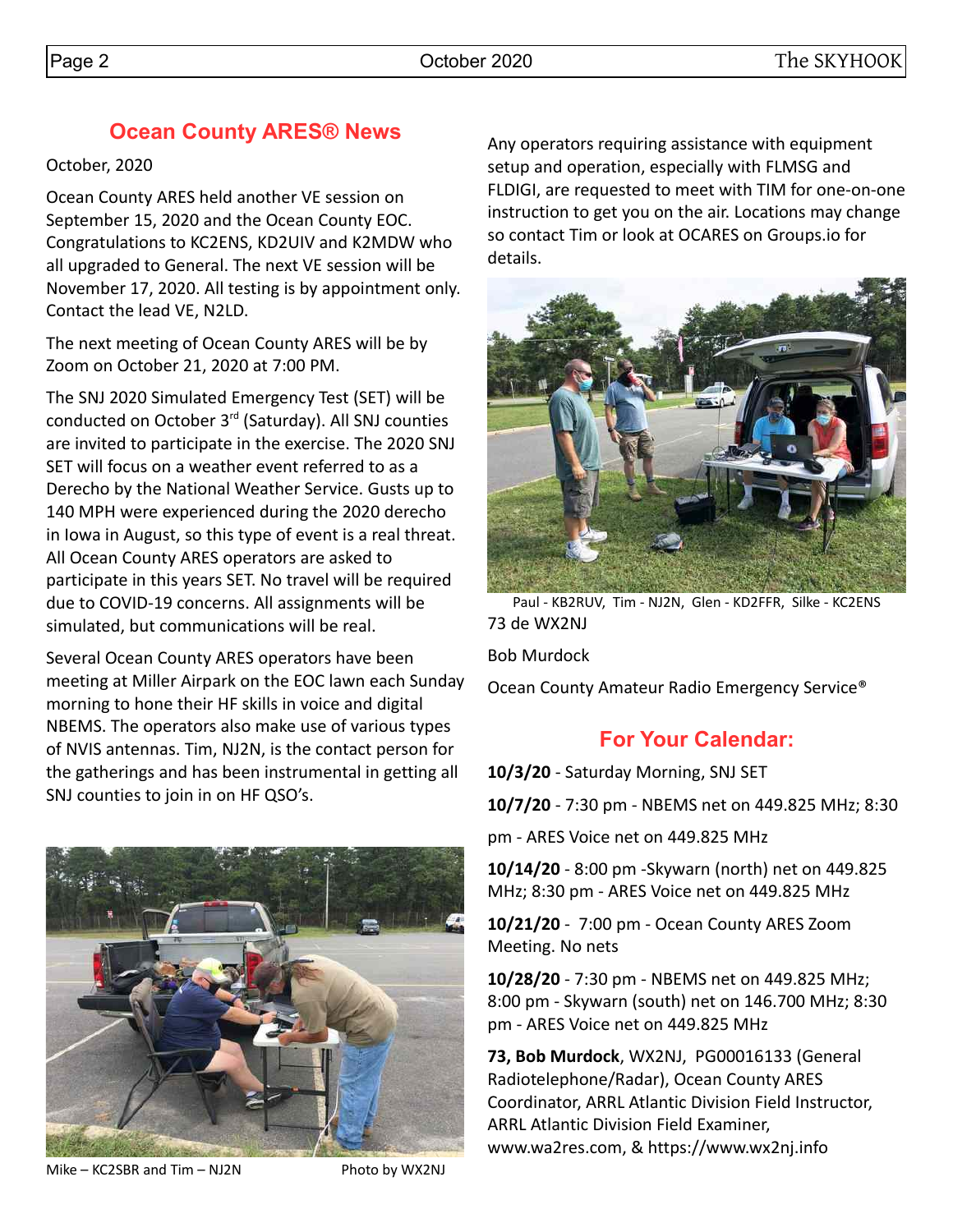## Ocean County ARES® News

October, 2020

Ocean County ARES held another VE session on September 15, 2020 and the Ocean County EOC. Congratulations to KC2ENS, KD2UIV and K2MDW who all upgraded to General. The next VE session will be November 17, 2020. All testing is by appointment only. Contact the lead VE, N2LD.

The next meeting of Ocean County ARES will be by Zoom on October 21, 2020 at 7:00 PM.

The SNJ 2020 Simulated Emergency Test (SET) will be conducted on October 3rd (Saturday). All SNJ counties are invited to participate in the exercise. The 2020 SNJ SET will focus on a weather event referred to as a Derecho by the National Weather Service. Gusts up to 140 MPH were experienced during the 2020 derecho in Iowa in August, so this type of event is a real threat. All Ocean County ARES operators are asked to participate in this years SET. No travel will be required due to COVID-19 concerns. All assignments will be simulated, but communications will be real.

Several Ocean County ARES operators have been meeting at Miller Airpark on the EOC lawn each Sunday morning to hone their HF skills in voice and digital NBEMS. The operators also make use of various types of NVIS antennas. Tim, NJ2N, is the contact person for the gatherings and has been instrumental in getting all SNJ counties to join in on HF QSO's.

Mike – KC2SBR and Tim – NJ2N Photo by WX2NJ

Any operators requiring assistance with equipment setup and operation, especially with FLMSG and FLDIGI, are requested to meet with TIM for one-on-one instruction to get you on the air. Locations may change so contact Tim or look at OCARES on Groups.io for details.

Paul - KB2RUV, Tim - NJ2N, Glen - KD2FFR, Silke - KC2ENS

73 de WX2NJ

Bob Murdock

Ocean County Amateur Radio Emergency Service®

## For Your Calendar:

**10/3/20** - Saturday Morning, SNJ SET

**10/7/20** - 7:30 pm - NBEMS net on 449.825 MHz; 8:30 pm - ARES Voice net on 449.825 MHz

**10/14/20** - 8:00 pm -Skywarn (north) net on 449.825 MHz; 8:30 pm - ARES Voice net on 449.825 MHz

**10/21/20** - 7:00 pm - Ocean County ARES Zoom Meeting. No nets

**10/28/20** - 7:30 pm - NBEMS net on 449.825 MHz; 8:00 pm - Skywarn (south) net on 146.700 MHz; 8:30 pm - ARES Voice net on 449.825 MHz

**73, Bob Murdock**, WX2NJ, PG00016133 (General Radiotelephone/Radar), Ocean County ARES Coordinator, ARRL Atlantic Division Field Instructor, ARRL Atlantic Division Field Examiner, www.wa2res.com, & https://www.wx2nj.info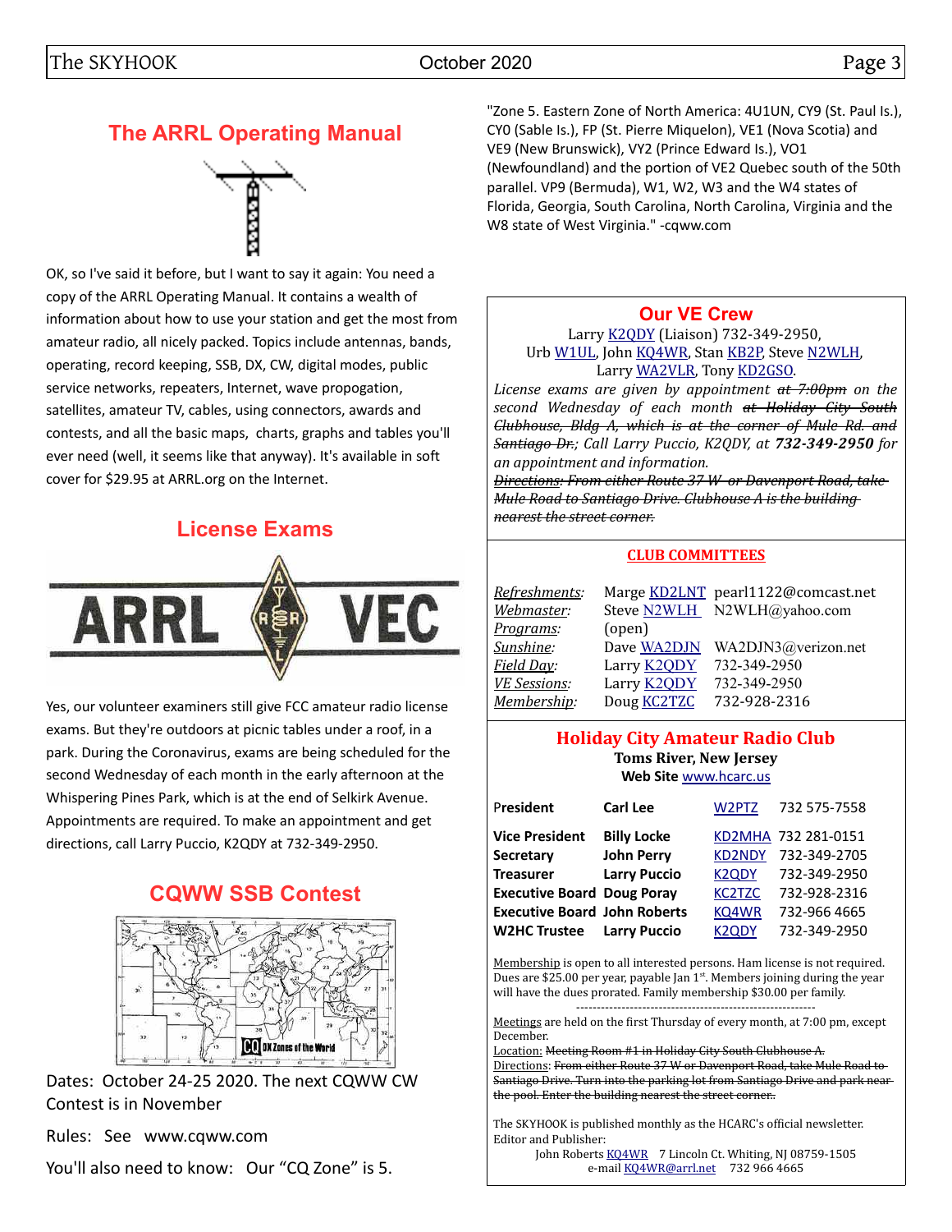## The ARRL Operating Manual

OK, so I've said it before, but I want to say it again: You need a copy of the ARRL Operating Manual. It contains a wealth of information about how to use your station and get the most from amateur radio, all nicely packed. Topics include antennas, bands, operating, record keeping, SSB, DX, CW, digital modes, public service networks, repeaters, Internet, wave propogation, satellites, amateur TV, cables, using connectors, awards and contests, and all the basic maps, charts, graphs and tables you'll ever need (well, it seems like that anyway). It's available in soft cover for $29.95 at ARRL.org on the Internet.

## License Exams

Yes, our volunteer examiners still give FCC amateur radio license exams. But they're outdoors at picnic tables under a roof, in a park. During the Coronavirus, exams are being scheduled for the second Wednesday of each month in the early afternoon at the Whispering Pines Park, which is at the end of Selkirk Avenue. Appointments are required. To make an appointment and get directions, call Larry Puccio, K2QDY at 732-349-2950.

## CQWW SSB Contest

Dates: October 24-25 2020. The next CQWW CW Contest is in November

Rules: See www.cqww.com

You'll also need to know: Our "CQ Zone" is 5.

"Zone 5. Eastern Zone of North America: 4U1UN, CY9 (St. Paul Is.), CY0 (Sable Is.), FP (St. Pierre Miquelon), VE1 (Nova Scotia) and VE9 (New Brunswick), VY2 (Prince Edward Is.), VO1 (Newfoundland) and the portion of VE2 Quebec south of the 50th parallel. VP9 (Bermuda), W1, W2, W3 and the W4 states of Florida, Georgia, South Carolina, North Carolina, Virginia and the W8 state of West Virginia." -cqww.com

## Our VE Crew

Larry K2QDY (Liaison) 732-349-2950,
Urb W1UL, John KQ4WR, Stan KB2P, Steve N2WLH,
Larry WA2VLR, Tony KD2GSO.

*License exams are given by appointment ~~at 7:00pm~~ on the second Wednesday of each month ~~at Holiday City South Clubhouse, Bldg A, which is at the corner of Mule Rd. and Santiago Dr.~~; Call Larry Puccio, K2QDY, at **732-349-2950** for an appointment and information.*

*~~Directions: From either Route 37 W or Davenport Road, take Mule Road to Santiago Drive. Clubhouse A is the building nearest the street corner.~~*

### CLUB COMMITTEES

| | | | |
|---|---|---|---|
| *Refreshments:* | Marge | KD2LNT | pearl1122@comcast.net |
| *Webmaster:* | Steve | N2WLH | N2WLH@yahoo.com |
| *Programs:* | (open) | | |
| *Sunshine:* | Dave | WA2DJN | WA2DJN3@verizon.net |
| *Field Day:* | Larry | K2QDY | 732-349-2950 |
| *VE Sessions:* | Larry | K2QDY | 732-349-2950 |
| *Membership:* | Doug | KC2TZC | 732-928-2316 |

### Holiday City Amateur Radio Club

**Toms River, New Jersey**
**Web Site** www.hcarc.us

| | | | |
|---|---|---|---|
| **President** | **Carl Lee** | W2PTZ | 732 575-7558 |
| **Vice President** | **Billy Locke** | KD2MHA | 732 281-0151 |
| **Secretary** | **John Perry** | KD2NDY | 732-349-2705 |
| **Treasurer** | **Larry Puccio** | K2QDY | 732-349-2950 |
| **Executive Board** | **Doug Poray** | KC2TZC | 732-928-2316 |
| **Executive Board** | **John Roberts** | KQ4WR | 732-966 4665 |
| **W2HC Trustee** | **Larry Puccio** | K2QDY | 732-349-2950 |

Membership is open to all interested persons. Ham license is not required. Dues are $25.00 per year, payable Jan 1st. Members joining during the year will have the dues prorated. Family membership $30.00 per family.

---

Meetings are held on the first Thursday of every month, at 7:00 pm, except December.
Location: ~~Meeting Room #1 in Holiday City South Clubhouse A.~~
Directions: ~~From either Route 37 W or Davenport Road, take Mule Road to Santiago Drive. Turn into the parking lot from Santiago Drive and park near the pool. Enter the building nearest the street corner.~~

The SKYHOOK is published monthly as the HCARC's official newsletter.
Editor and Publisher:
John Roberts KQ4WR 7 Lincoln Ct. Whiting, NJ 08759-1505
e-mail KQ4WR@arrl.net 732 966 4665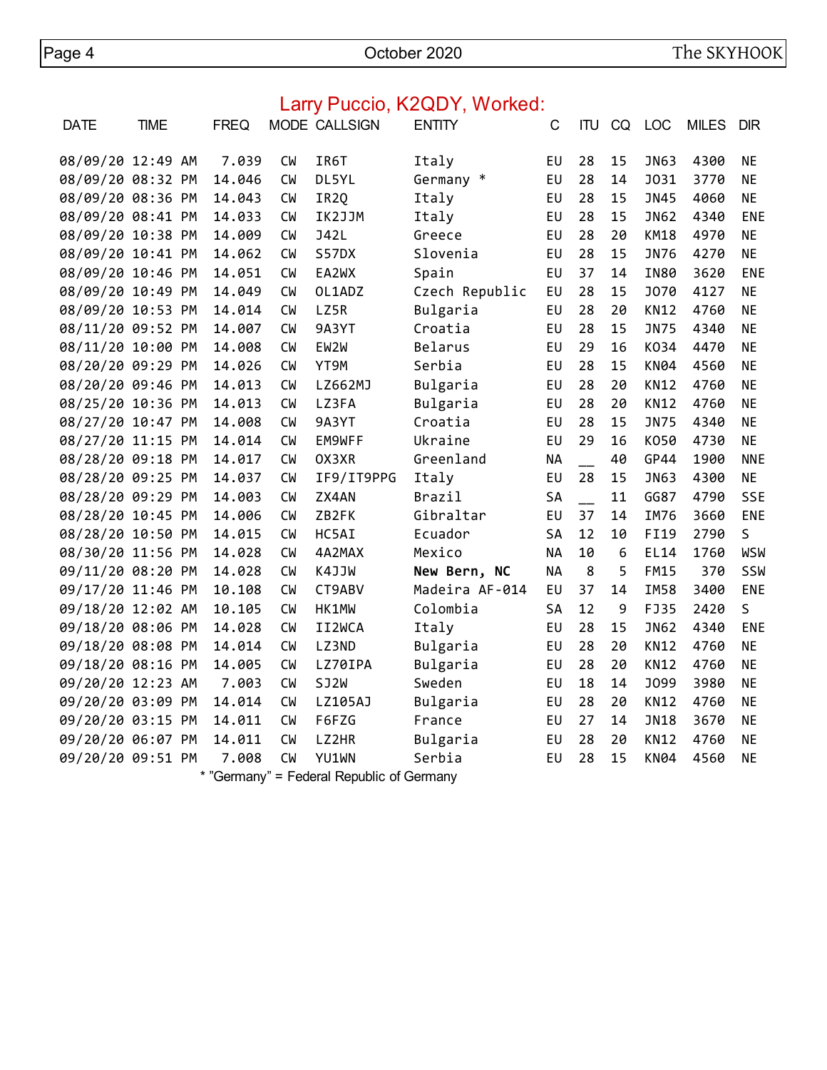## Larry Puccio, K2QDY, Worked:

| DATE | TIME | FREQ | MODE | CALLSIGN | ENTITY | C | ITU | CQ | LOC | MILES | DIR |
|---|---|---|---|---|---|---|---|---|---|---|---|
| 08/09/20 | 12:49 AM | 7.039 | CW | IR6T | Italy | EU | 28 | 15 | JN63 | 4300 | NE |
| 08/09/20 | 08:32 PM | 14.046 | CW | DL5YL | Germany * | EU | 28 | 14 | JO31 | 3770 | NE |
| 08/09/20 | 08:36 PM | 14.043 | CW | IR2Q | Italy | EU | 28 | 15 | JN45 | 4060 | NE |
| 08/09/20 | 08:41 PM | 14.033 | CW | IK2JJM | Italy | EU | 28 | 15 | JN62 | 4340 | ENE |
| 08/09/20 | 10:38 PM | 14.009 | CW | J42L | Greece | EU | 28 | 20 | KM18 | 4970 | NE |
| 08/09/20 | 10:41 PM | 14.062 | CW | S57DX | Slovenia | EU | 28 | 15 | JN76 | 4270 | NE |
| 08/09/20 | 10:46 PM | 14.051 | CW | EA2WX | Spain | EU | 37 | 14 | IN80 | 3620 | ENE |
| 08/09/20 | 10:49 PM | 14.049 | CW | OL1ADZ | Czech Republic | EU | 28 | 15 | JO70 | 4127 | NE |
| 08/09/20 | 10:53 PM | 14.014 | CW | LZ5R | Bulgaria | EU | 28 | 20 | KN12 | 4760 | NE |
| 08/11/20 | 09:52 PM | 14.007 | CW | 9A3YT | Croatia | EU | 28 | 15 | JN75 | 4340 | NE |
| 08/11/20 | 10:00 PM | 14.008 | CW | EW2W | Belarus | EU | 29 | 16 | KO34 | 4470 | NE |
| 08/20/20 | 09:29 PM | 14.026 | CW | YT9M | Serbia | EU | 28 | 15 | KN04 | 4560 | NE |
| 08/20/20 | 09:46 PM | 14.013 | CW | LZ662MJ | Bulgaria | EU | 28 | 20 | KN12 | 4760 | NE |
| 08/25/20 | 10:36 PM | 14.013 | CW | LZ3FA | Bulgaria | EU | 28 | 20 | KN12 | 4760 | NE |
| 08/27/20 | 10:47 PM | 14.008 | CW | 9A3YT | Croatia | EU | 28 | 15 | JN75 | 4340 | NE |
| 08/27/20 | 11:15 PM | 14.014 | CW | EM9WFF | Ukraine | EU | 29 | 16 | KO50 | 4730 | NE |
| 08/28/20 | 09:18 PM | 14.017 | CW | OX3XR | Greenland | NA | __ | 40 | GP44 | 1900 | NNE |
| 08/28/20 | 09:25 PM | 14.037 | CW | IF9/IT9PPG | Italy | EU | 28 | 15 | JN63 | 4300 | NE |
| 08/28/20 | 09:29 PM | 14.003 | CW | ZX4AN | Brazil | SA | __ | 11 | GG87 | 4790 | SSE |
| 08/28/20 | 10:45 PM | 14.006 | CW | ZB2FK | Gibraltar | EU | 37 | 14 | IM76 | 3660 | ENE |
| 08/28/20 | 10:50 PM | 14.015 | CW | HC5AI | Ecuador | SA | 12 | 10 | FI19 | 2790 | S |
| 08/30/20 | 11:56 PM | 14.028 | CW | 4A2MAX | Mexico | NA | 10 | 6 | EL14 | 1760 | WSW |
| 09/11/20 | 08:20 PM | 14.028 | CW | K4JJW | **New Bern, NC** | NA | 8 | 5 | FM15 | 370 | SSW |
| 09/17/20 | 11:46 PM | 10.108 | CW | CT9ABV | Madeira AF-014 | EU | 37 | 14 | IM58 | 3400 | ENE |
| 09/18/20 | 12:02 AM | 10.105 | CW | HK1MW | Colombia | SA | 12 | 9 | FJ35 | 2420 | S |
| 09/18/20 | 08:06 PM | 14.028 | CW | II2WCA | Italy | EU | 28 | 15 | JN62 | 4340 | ENE |
| 09/18/20 | 08:08 PM | 14.014 | CW | LZ3ND | Bulgaria | EU | 28 | 20 | KN12 | 4760 | NE |
| 09/18/20 | 08:16 PM | 14.005 | CW | LZ70IPA | Bulgaria | EU | 28 | 20 | KN12 | 4760 | NE |
| 09/20/20 | 12:23 AM | 7.003 | CW | SJ2W | Sweden | EU | 18 | 14 | JO99 | 3980 | NE |
| 09/20/20 | 03:09 PM | 14.014 | CW | LZ105AJ | Bulgaria | EU | 28 | 20 | KN12 | 4760 | NE |
| 09/20/20 | 03:15 PM | 14.011 | CW | F6FZG | France | EU | 27 | 14 | JN18 | 3670 | NE |
| 09/20/20 | 06:07 PM | 14.011 | CW | LZ2HR | Bulgaria | EU | 28 | 20 | KN12 | 4760 | NE |
| 09/20/20 | 09:51 PM | 7.008 | CW | YU1WN | Serbia | EU | 28 | 15 | KN04 | 4560 | NE |

* "Germany" = Federal Republic of Germany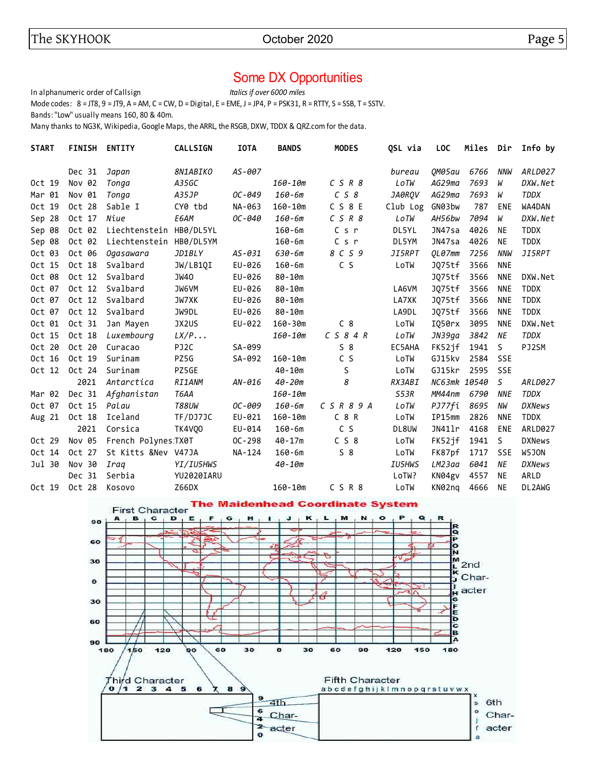# Some DX Opportunities

In alphanumeric order of Callsign *Italics if over 6000 miles*

Mode codes: 8 = JT8, 9 = JT9, A = AM, C = CW, D = Digital, E = EME, J = JP4, P = PSK31, R = RTTY, S = SSB, T = SSTV.

Bands: "Low" usually means 160, 80 & 40m.

Many thanks to NG3K, Wikipedia, Google Maps, the ARRL, the RSGB, DXW, TDDX & QRZ.com for the data.

| START | FINISH | ENTITY | CALLSIGN | IOTA | BANDS | MODES | QSL via | LOC | Miles | Dir | Info by |
|---|---|---|---|---|---|---|---|---|---|---|---|
| | *Dec 31* | *Japan* | *8N1ABIKO* | *AS-007* | | | *bureau* | *QM05au* | *6766* | *NNW* | *ARLD027* |
| *Oct 19* | *Nov 02* | *Tonga* | *A35GC* | | *160-10m* | *C S R 8* | *LoTW* | *AG29ma* | *7693* | *W* | *DXW.Net* |
| *Mar 01* | *Nov 01* | *Tonga* | *A35JP* | *OC-049* | *160-6m* | *C S 8* | *JA0RQV* | *AG29ma* | *7693* | *W* | *TDDX* |
| Oct 19 | Oct 28 | Sable I | CY0 tbd | NA-063 | 160-10m | C S 8 E | Club Log | GN03bw | 787 | ENE | WA4DAN |
| *Sep 28* | *Oct 17* | *Niue* | *E6AM* | *OC-040* | *160-6m* | *C S R 8* | *LoTW* | *AH56bw* | *7094* | *W* | *DXW.Net* |
| Sep 08 | Oct 02 | Liechtenstein | HB0/DL5YL | | 160-6m | C s r | DL5YL | JN47sa | 4026 | NE | TDDX |
| Sep 08 | Oct 02 | Liechtenstein | HB0/DL5YM | | 160-6m | C s r | DL5YM | JN47sa | 4026 | NE | TDDX |
| *Oct 03* | *Oct 06* | *Ogasawara* | *JD1BLY* | *AS-031* | *630-6m* | *8 C S 9* | *JI5RPT* | *QL07mm* | *7256* | *NNW* | *JI5RPT* |
| Oct 15 | Oct 18 | Svalbard | JW/LB1QI | EU-026 | 160-6m | C S | LoTW | JQ75tf | 3566 | NNE | |
| Oct 08 | Oct 12 | Svalbard | JW4O | EU-026 | 80-10m | | | JQ75tf | 3566 | NNE | DXW.Net |
| Oct 07 | Oct 12 | Svalbard | JW6VM | EU-026 | 80-10m | | LA6VM | JQ75tf | 3566 | NNE | TDDX |
| Oct 07 | Oct 12 | Svalbard | JW7XK | EU-026 | 80-10m | | LA7XK | JQ75tf | 3566 | NNE | TDDX |
| Oct 07 | Oct 12 | Svalbard | JW9DL | EU-026 | 80-10m | | LA9DL | JQ75tf | 3566 | NNE | TDDX |
| Oct 01 | Oct 31 | Jan Mayen | JX2US | EU-022 | 160-30m | C 8 | LoTW | IQ50rx | 3095 | NNE | DXW.Net |
| Oct 15 | Oct 18 | *Luxembourg* | *LX/P...* | | *160-10m* | *C S 8 4 R* | *LoTW* | *JN39ga* | 3842 | *NE* | *TDDX* |
| Oct 20 | Oct 20 | Curacao | PJ2C | SA-099 | | S 8 | EC5AHA | FK52jf | 1941 | S | PJ2SM |
| Oct 16 | Oct 19 | Surinam | PZ5G | SA-092 | 160-10m | C S | LoTW | GJ15kv | 2584 | SSE | |
| Oct 12 | Oct 24 | Surinam | PZ5GE | | 40-10m | S | LoTW | GJ15kr | 2595 | SSE | |
| | *2021* | *Antarctica* | *RI1ANM* | *AN-016* | *40-20m* | *8* | *RX3ABI* | *NC63mk* | *10540* | *S* | *ARLD027* |
| *Mar 02* | *Dec 31* | *Afghanistan* | *T6AA* | | *160-10m* | | *S53R* | *MM44nm* | *6790* | *NNE* | *TDDX* |
| *Oct 07* | *Oct 15* | *Palau* | *T88UW* | *OC-009* | *160-6m* | *C S R 8 9 A* | *LoTW* | *PJ77fi* | *8695* | *NW* | *DXNews* |
| Aug 21 | Oct 18 | Iceland | TF/DJ7JC | EU-021 | 160-10m | C 8 R | LoTW | IP15mm | 2826 | NNE | TDDX |
| | 2021 | Corsica | TK4VQO | EU-014 | 160-6m | C S | DL8UW | JN41lr | 4168 | ENE | ARLD027 |
| Oct 29 | Nov 05 | French Polynes | TX0T | OC-298 | 40-17m | C S 8 | LoTW | FK52jf | 1941 | S | DXNews |
| Oct 14 | Oct 27 | St Kitts &Nev | V47JA | NA-124 | 160-6m | S 8 | LoTW | FK87pf | 1717 | SSE | W5JON |
| *Jul 30* | *Nov 30* | *Iraq* | *YI/IU5HWS* | | *40-10m* | | *IU5HWS* | *LM23aa* | *6041* | *NE* | *DXNews* |
| | Dec 31 | Serbia | YU2020IARU | | | | LoTW? | KN04gv | 4557 | NE | ARLD |
| Oct 19 | Oct 28 | Kosovo | Z66DX | | 160-10m | C S R 8 | LoTW | KN02nq | 4666 | NE | DL2AWG |

## The Maidenhead Coordinate System

First Character: A B C D E F G H I J K L M N O P Q R (longitude 180 to 180)

2nd Character: A B C D E F G H I J K L M N O P Q R (latitude 90 to 90)

Third Character: 0 1 2 3 4 5 6 7 8 9

4th Character: 0 2 4 6 9

Fifth Character: a b c d e f g h i j k l m n o p q r s t u v w x

6th Character: a f j o s x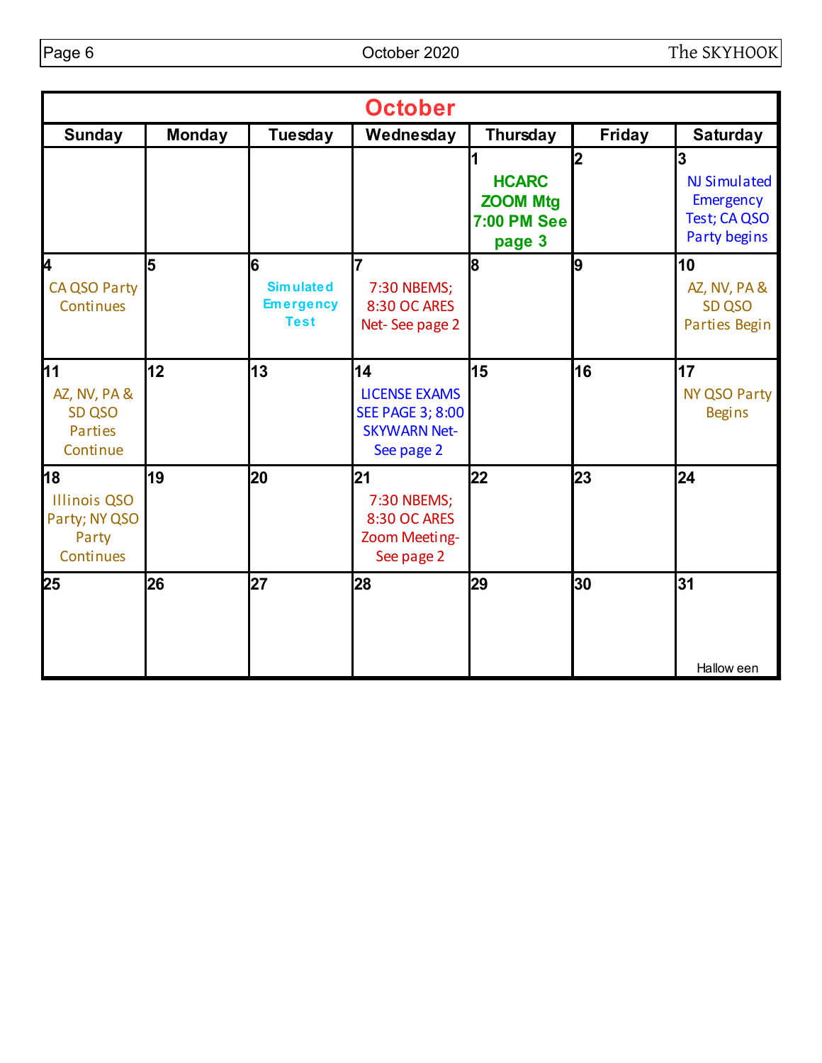# October

| Sunday | Monday | Tuesday | Wednesday | Thursday | Friday | Saturday |
|---|---|---|---|---|---|---|
| | | | | 1 **HCARC ZOOM Mtg 7:00 PM See page 3** | 2 | 3 NJ Simulated Emergency Test; CA QSO Party begins |
| 4 CA QSO Party Continues | 5 | 6 **Simulated Emergency Test** | 7 7:30 NBEMS; 8:30 OC ARES Net- See page 2 | 8 | 9 | 10 AZ, NV, PA & SD QSO Parties Begin |
| 11 AZ, NV, PA & SD QSO Parties Continue | 12 | 13 | 14 LICENSE EXAMS SEE PAGE 3; 8:00 SKYWARN Net- See page 2 | 15 | 16 | 17 NY QSO Party Begins |
| 18 Illinois QSO Party; NY QSO Party Continues | 19 | 20 | 21 7:30 NBEMS; 8:30 OC ARES Zoom Meeting- See page 2 | 22 | 23 | 24 |
| 25 | 26 | 27 | 28 | 29 | 30 | 31 Halloween |